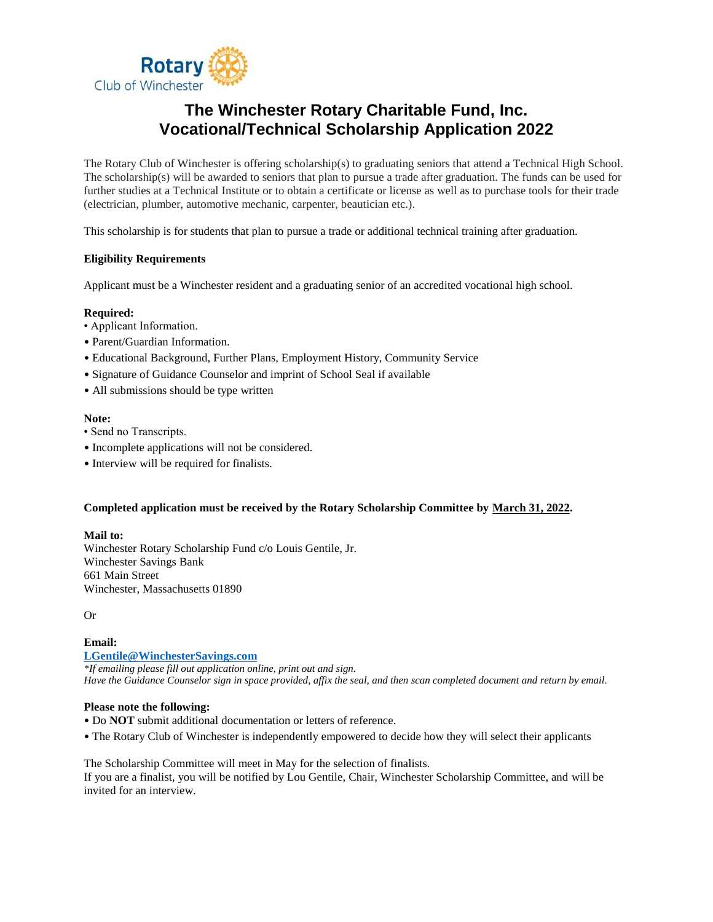Rotary Club of Winchester

# The Winchester Rotary Charitable Fund, Inc.
# Vocational/Technical Scholarship Application 2022

The Rotary Club of Winchester is offering scholarship(s) to graduating seniors that attend a Technical High School. The scholarship(s) will be awarded to seniors that plan to pursue a trade after graduation. The funds can be used for further studies at a Technical Institute or to obtain a certificate or license as well as to purchase tools for their trade (electrician, plumber, automotive mechanic, carpenter, beautician etc.).

This scholarship is for students that plan to pursue a trade or additional technical training after graduation.

**Eligibility Requirements**

Applicant must be a Winchester resident and a graduating senior of an accredited vocational high school.

**Required:**
- Applicant Information.
- Parent/Guardian Information.
- Educational Background, Further Plans, Employment History, Community Service
- Signature of Guidance Counselor and imprint of School Seal if available
- All submissions should be type written

**Note:**
- Send no Transcripts.
- Incomplete applications will not be considered.
- Interview will be required for finalists.

**Completed application must be received by the Rotary Scholarship Committee by <u>March 31, 2022</u>.**

**Mail to:**
Winchester Rotary Scholarship Fund c/o Louis Gentile, Jr.
Winchester Savings Bank
661 Main Street
Winchester, Massachusetts 01890

Or

**Email:**
**LGentile@WinchesterSavings.com**
*\*If emailing please fill out application online, print out and sign.*
*Have the Guidance Counselor sign in space provided, affix the seal, and then scan completed document and return by email.*

**Please note the following:**
- Do **NOT** submit additional documentation or letters of reference.
- The Rotary Club of Winchester is independently empowered to decide how they will select their applicants

The Scholarship Committee will meet in May for the selection of finalists.
If you are a finalist, you will be notified by Lou Gentile, Chair, Winchester Scholarship Committee, and will be invited for an interview.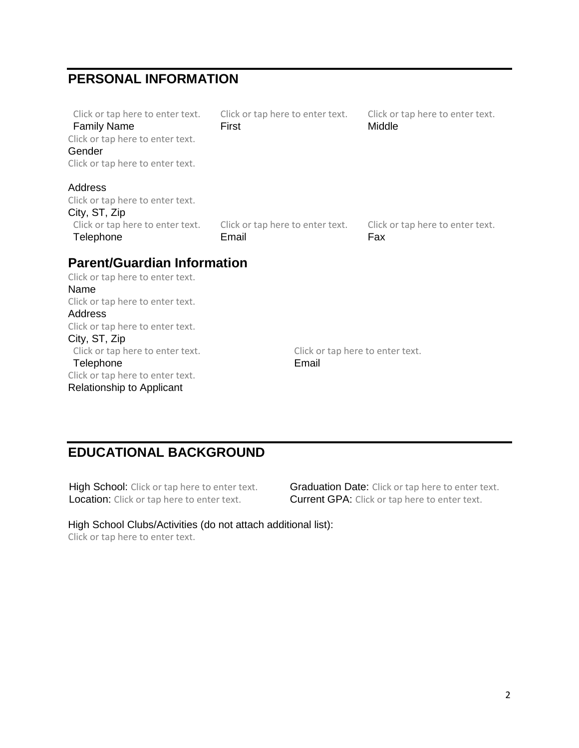## PERSONAL INFORMATION

| Click or tap here to enter text. | Click or tap here to enter text. | Click or tap here to enter text. |
|---|---|---|
| Family Name | First | Middle |

Click or tap here to enter text.
Gender

Click or tap here to enter text.

Address

Click or tap here to enter text.
City, ST, Zip

| Click or tap here to enter text. | Click or tap here to enter text. | Click or tap here to enter text. |
|---|---|---|
| Telephone | Email | Fax |

### Parent/Guardian Information

Click or tap here to enter text.
Name

Click or tap here to enter text.
Address

Click or tap here to enter text.
City, ST, Zip

| Click or tap here to enter text. | Click or tap here to enter text. |
|---|---|
| Telephone | Email |

Click or tap here to enter text.
Relationship to Applicant

## EDUCATIONAL BACKGROUND

High School: Click or tap here to enter text.
Location: Click or tap here to enter text.

Graduation Date: Click or tap here to enter text.
Current GPA: Click or tap here to enter text.

High School Clubs/Activities (do not attach additional list):
Click or tap here to enter text.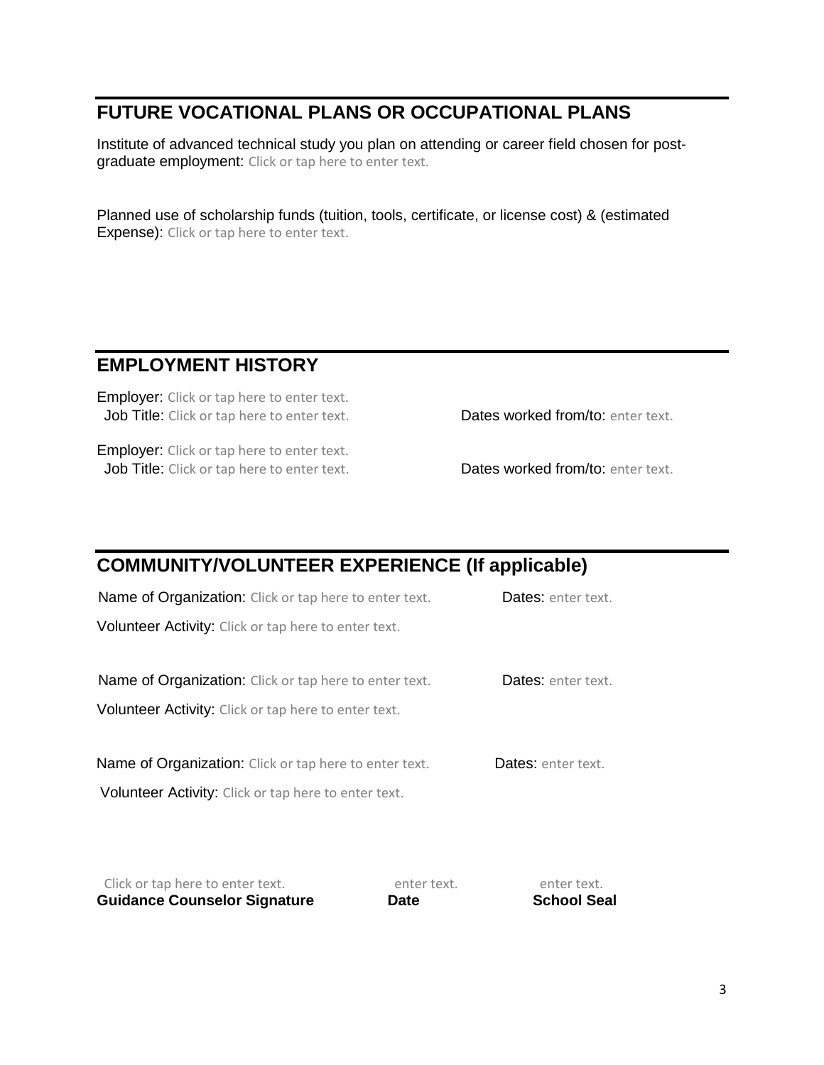## FUTURE VOCATIONAL PLANS OR OCCUPATIONAL PLANS

Institute of advanced technical study you plan on attending or career field chosen for post-graduate employment: Click or tap here to enter text.

Planned use of scholarship funds (tuition, tools, certificate, or license cost) & (estimated Expense): Click or tap here to enter text.

## EMPLOYMENT HISTORY

Employer: Click or tap here to enter text.
Job Title: Click or tap here to enter text. Dates worked from/to: enter text.

Employer: Click or tap here to enter text.
Job Title: Click or tap here to enter text. Dates worked from/to: enter text.

## COMMUNITY/VOLUNTEER EXPERIENCE (If applicable)

Name of Organization: Click or tap here to enter text. Dates: enter text.

Volunteer Activity: Click or tap here to enter text.

Name of Organization: Click or tap here to enter text. Dates: enter text.

Volunteer Activity: Click or tap here to enter text.

Name of Organization: Click or tap here to enter text. Dates: enter text.

Volunteer Activity: Click or tap here to enter text.

| Click or tap here to enter text. | enter text. | enter text. |
| --- | --- | --- |
| **Guidance Counselor Signature** | **Date** | **School Seal** |